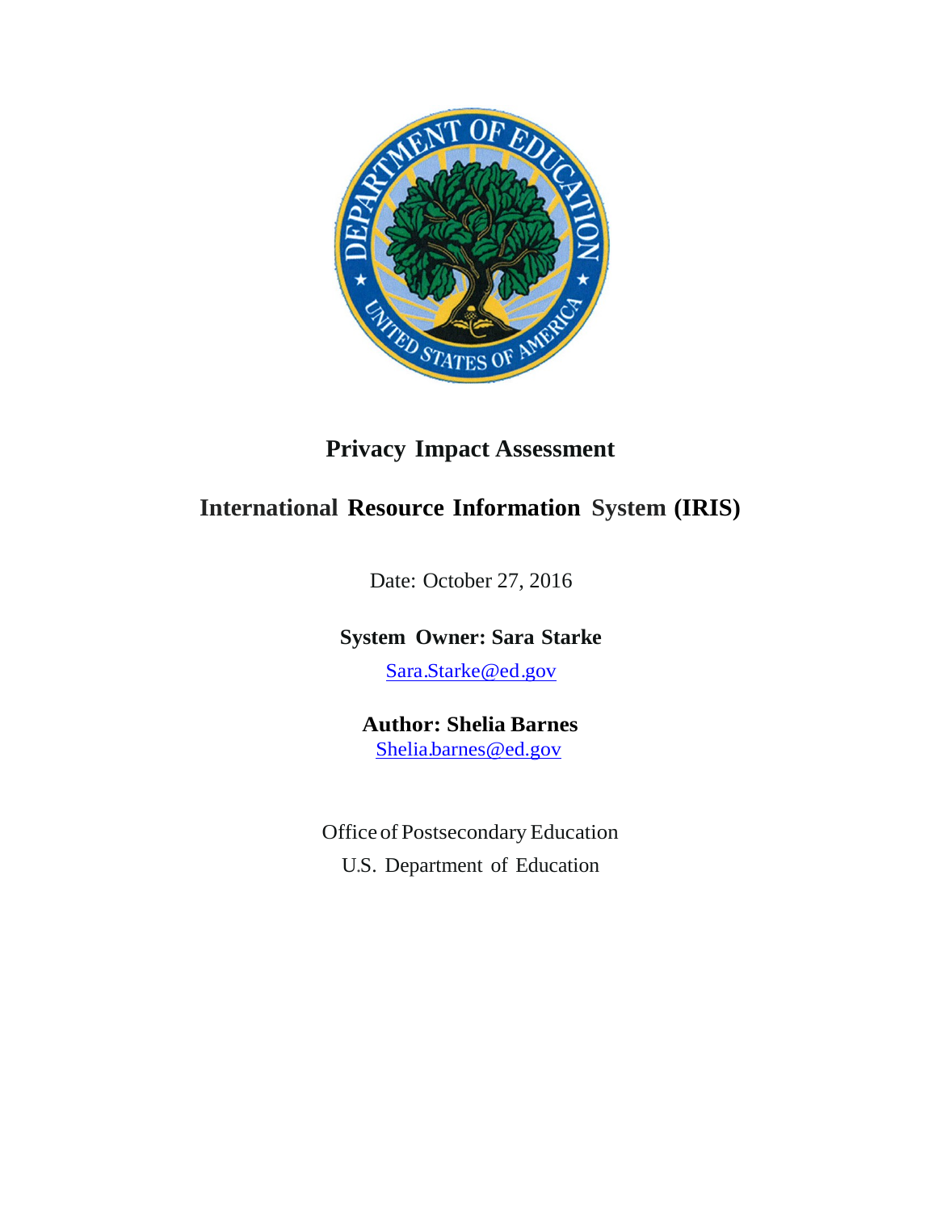# Privacy Impact Assessment

## International Resource Information System (IRIS)

Date: October 27, 2016

**System Owner: Sara Starke**

Sara.Starke@ed.gov

**Author: Shelia Barnes**

Shelia.barnes@ed.gov

Office of Postsecondary Education

U.S. Department of Education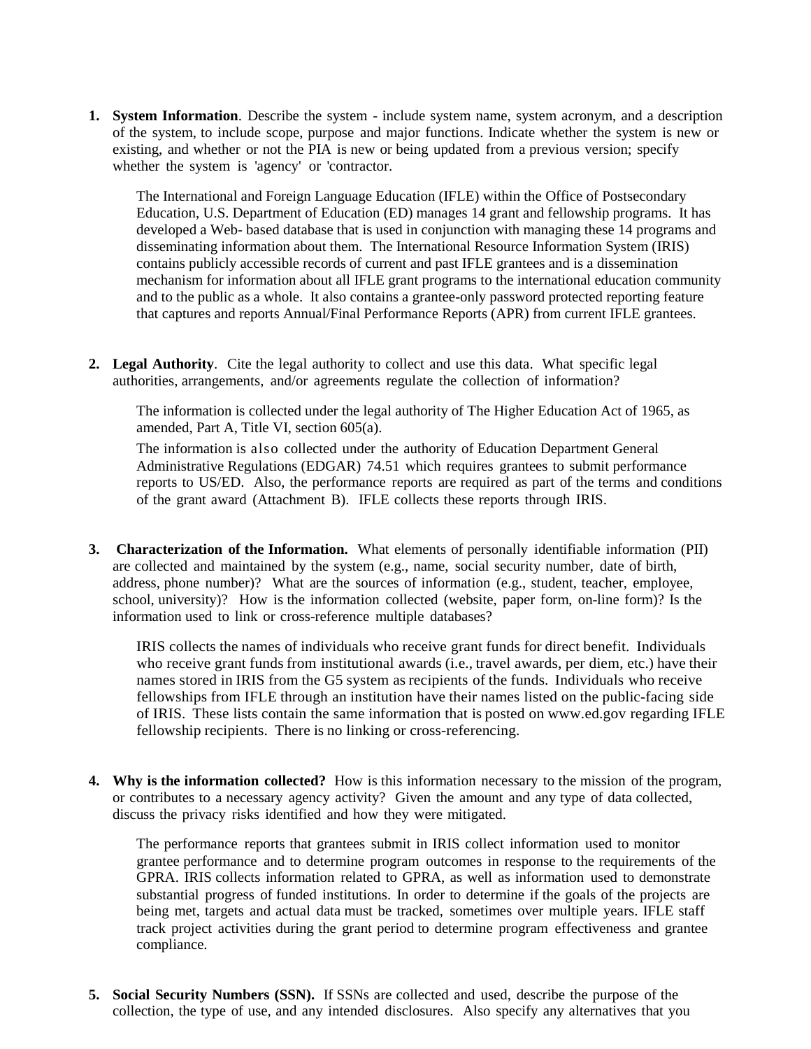1. **System Information**. Describe the system - include system name, system acronym, and a description of the system, to include scope, purpose and major functions. Indicate whether the system is new or existing, and whether or not the PIA is new or being updated from a previous version; specify whether the system is 'agency' or 'contractor.

   The International and Foreign Language Education (IFLE) within the Office of Postsecondary Education, U.S. Department of Education (ED) manages 14 grant and fellowship programs. It has developed a Web- based database that is used in conjunction with managing these 14 programs and disseminating information about them. The International Resource Information System (IRIS) contains publicly accessible records of current and past IFLE grantees and is a dissemination mechanism for information about all IFLE grant programs to the international education community and to the public as a whole. It also contains a grantee-only password protected reporting feature that captures and reports Annual/Final Performance Reports (APR) from current IFLE grantees.

2. **Legal Authority**. Cite the legal authority to collect and use this data. What specific legal authorities, arrangements, and/or agreements regulate the collection of information?

   The information is collected under the legal authority of The Higher Education Act of 1965, as amended, Part A, Title VI, section 605(a).

   The information is also collected under the authority of Education Department General Administrative Regulations (EDGAR) 74.51 which requires grantees to submit performance reports to US/ED. Also, the performance reports are required as part of the terms and conditions of the grant award (Attachment B). IFLE collects these reports through IRIS.

3. **Characterization of the Information.** What elements of personally identifiable information (PII) are collected and maintained by the system (e.g., name, social security number, date of birth, address, phone number)? What are the sources of information (e.g., student, teacher, employee, school, university)? How is the information collected (website, paper form, on-line form)? Is the information used to link or cross-reference multiple databases?

   IRIS collects the names of individuals who receive grant funds for direct benefit. Individuals who receive grant funds from institutional awards (i.e., travel awards, per diem, etc.) have their names stored in IRIS from the G5 system as recipients of the funds. Individuals who receive fellowships from IFLE through an institution have their names listed on the public-facing side of IRIS. These lists contain the same information that is posted on www.ed.gov regarding IFLE fellowship recipients. There is no linking or cross-referencing.

4. **Why is the information collected?** How is this information necessary to the mission of the program, or contributes to a necessary agency activity? Given the amount and any type of data collected, discuss the privacy risks identified and how they were mitigated.

   The performance reports that grantees submit in IRIS collect information used to monitor grantee performance and to determine program outcomes in response to the requirements of the GPRA. IRIS collects information related to GPRA, as well as information used to demonstrate substantial progress of funded institutions. In order to determine if the goals of the projects are being met, targets and actual data must be tracked, sometimes over multiple years. IFLE staff track project activities during the grant period to determine program effectiveness and grantee compliance.

5. **Social Security Numbers (SSN).** If SSNs are collected and used, describe the purpose of the collection, the type of use, and any intended disclosures. Also specify any alternatives that you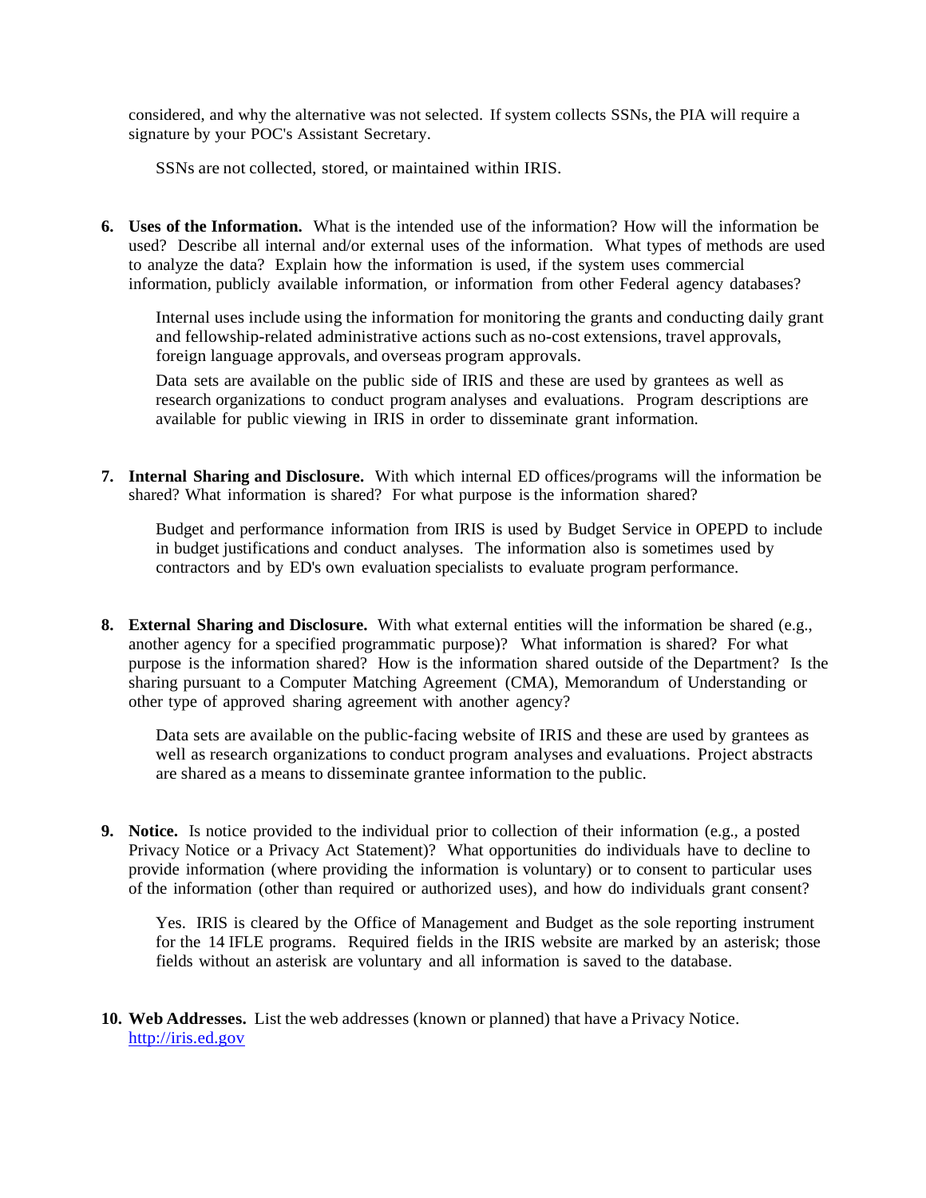considered, and why the alternative was not selected. If system collects SSNs, the PIA will require a signature by your POC's Assistant Secretary.

SSNs are not collected, stored, or maintained within IRIS.

6. **Uses of the Information.** What is the intended use of the information? How will the information be used? Describe all internal and/or external uses of the information. What types of methods are used to analyze the data? Explain how the information is used, if the system uses commercial information, publicly available information, or information from other Federal agency databases?

   Internal uses include using the information for monitoring the grants and conducting daily grant and fellowship-related administrative actions such as no-cost extensions, travel approvals, foreign language approvals, and overseas program approvals.

   Data sets are available on the public side of IRIS and these are used by grantees as well as research organizations to conduct program analyses and evaluations. Program descriptions are available for public viewing in IRIS in order to disseminate grant information.

7. **Internal Sharing and Disclosure.** With which internal ED offices/programs will the information be shared? What information is shared? For what purpose is the information shared?

   Budget and performance information from IRIS is used by Budget Service in OPEPD to include in budget justifications and conduct analyses. The information also is sometimes used by contractors and by ED's own evaluation specialists to evaluate program performance.

8. **External Sharing and Disclosure.** With what external entities will the information be shared (e.g., another agency for a specified programmatic purpose)? What information is shared? For what purpose is the information shared? How is the information shared outside of the Department? Is the sharing pursuant to a Computer Matching Agreement (CMA), Memorandum of Understanding or other type of approved sharing agreement with another agency?

   Data sets are available on the public-facing website of IRIS and these are used by grantees as well as research organizations to conduct program analyses and evaluations. Project abstracts are shared as a means to disseminate grantee information to the public.

9. **Notice.** Is notice provided to the individual prior to collection of their information (e.g., a posted Privacy Notice or a Privacy Act Statement)? What opportunities do individuals have to decline to provide information (where providing the information is voluntary) or to consent to particular uses of the information (other than required or authorized uses), and how do individuals grant consent?

   Yes. IRIS is cleared by the Office of Management and Budget as the sole reporting instrument for the 14 IFLE programs. Required fields in the IRIS website are marked by an asterisk; those fields without an asterisk are voluntary and all information is saved to the database.

10. **Web Addresses.** List the web addresses (known or planned) that have a Privacy Notice.
    http://iris.ed.gov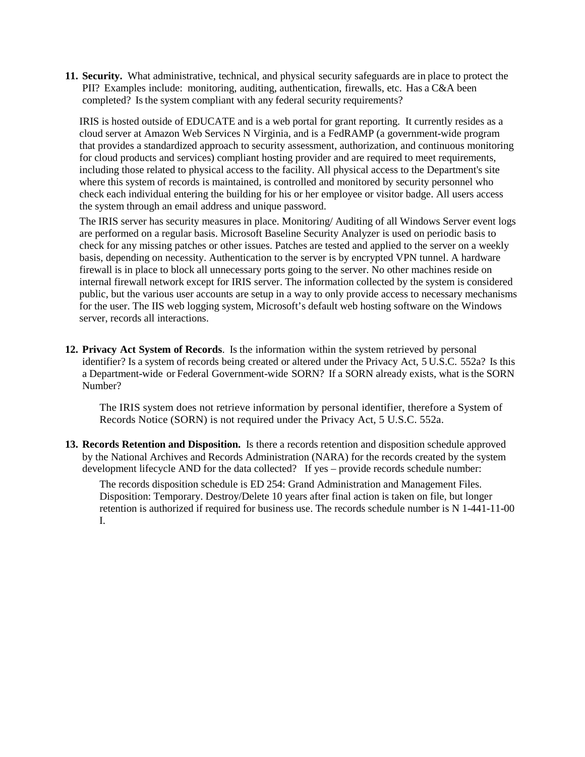11. **Security.** What administrative, technical, and physical security safeguards are in place to protect the PII? Examples include: monitoring, auditing, authentication, firewalls, etc. Has a C&A been completed? Is the system compliant with any federal security requirements?

IRIS is hosted outside of EDUCATE and is a web portal for grant reporting. It currently resides as a cloud server at Amazon Web Services N Virginia, and is a FedRAMP (a government-wide program that provides a standardized approach to security assessment, authorization, and continuous monitoring for cloud products and services) compliant hosting provider and are required to meet requirements, including those related to physical access to the facility. All physical access to the Department's site where this system of records is maintained, is controlled and monitored by security personnel who check each individual entering the building for his or her employee or visitor badge. All users access the system through an email address and unique password.

The IRIS server has security measures in place. Monitoring/ Auditing of all Windows Server event logs are performed on a regular basis. Microsoft Baseline Security Analyzer is used on periodic basis to check for any missing patches or other issues. Patches are tested and applied to the server on a weekly basis, depending on necessity. Authentication to the server is by encrypted VPN tunnel. A hardware firewall is in place to block all unnecessary ports going to the server. No other machines reside on internal firewall network except for IRIS server. The information collected by the system is considered public, but the various user accounts are setup in a way to only provide access to necessary mechanisms for the user. The IIS web logging system, Microsoft's default web hosting software on the Windows server, records all interactions.

12. **Privacy Act System of Records**. Is the information within the system retrieved by personal identifier? Is a system of records being created or altered under the Privacy Act, 5 U.S.C. 552a? Is this a Department-wide or Federal Government-wide SORN? If a SORN already exists, what is the SORN Number?

    The IRIS system does not retrieve information by personal identifier, therefore a System of Records Notice (SORN) is not required under the Privacy Act, 5 U.S.C. 552a.

13. **Records Retention and Disposition.** Is there a records retention and disposition schedule approved by the National Archives and Records Administration (NARA) for the records created by the system development lifecycle AND for the data collected? If yes – provide records schedule number:

    The records disposition schedule is ED 254: Grand Administration and Management Files. Disposition: Temporary. Destroy/Delete 10 years after final action is taken on file, but longer retention is authorized if required for business use. The records schedule number is N 1-441-11-00 I.